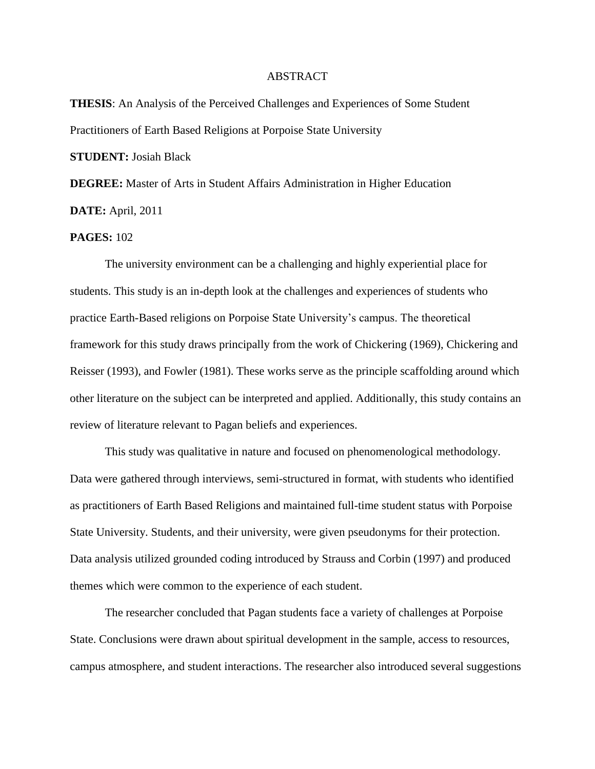# ABSTRACT

**THESIS**: An Analysis of the Perceived Challenges and Experiences of Some Student Practitioners of Earth Based Religions at Porpoise State University

**STUDENT:** Josiah Black

**DEGREE:** Master of Arts in Student Affairs Administration in Higher Education

**DATE:** April, 2011

**PAGES:** 102

The university environment can be a challenging and highly experiential place for students. This study is an in-depth look at the challenges and experiences of students who practice Earth-Based religions on Porpoise State University's campus. The theoretical framework for this study draws principally from the work of Chickering (1969), Chickering and Reisser (1993), and Fowler (1981). These works serve as the principle scaffolding around which other literature on the subject can be interpreted and applied. Additionally, this study contains an review of literature relevant to Pagan beliefs and experiences.

This study was qualitative in nature and focused on phenomenological methodology. Data were gathered through interviews, semi-structured in format, with students who identified as practitioners of Earth Based Religions and maintained full-time student status with Porpoise State University. Students, and their university, were given pseudonyms for their protection. Data analysis utilized grounded coding introduced by Strauss and Corbin (1997) and produced themes which were common to the experience of each student.

The researcher concluded that Pagan students face a variety of challenges at Porpoise State. Conclusions were drawn about spiritual development in the sample, access to resources, campus atmosphere, and student interactions. The researcher also introduced several suggestions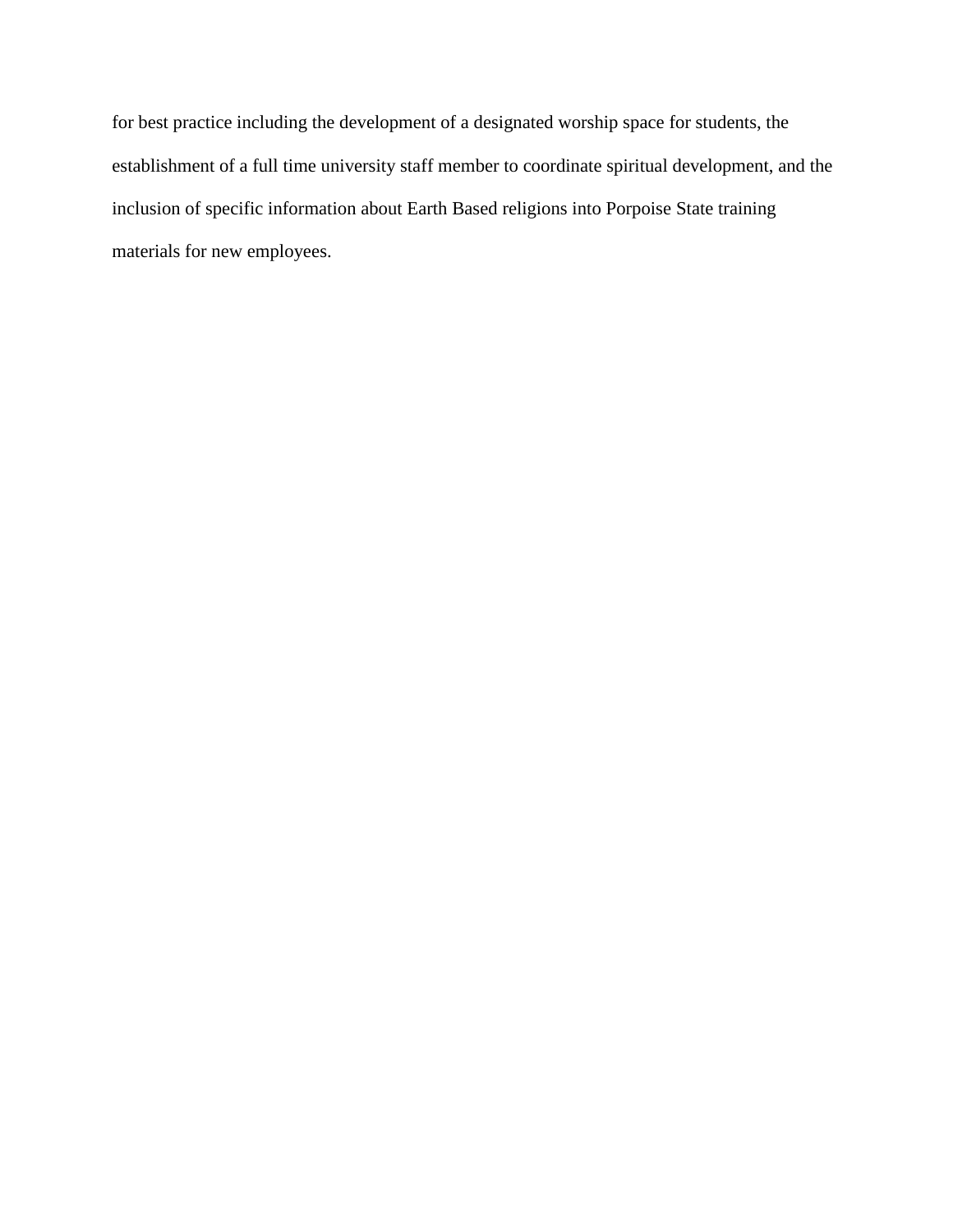for best practice including the development of a designated worship space for students, the establishment of a full time university staff member to coordinate spiritual development, and the inclusion of specific information about Earth Based religions into Porpoise State training materials for new employees.